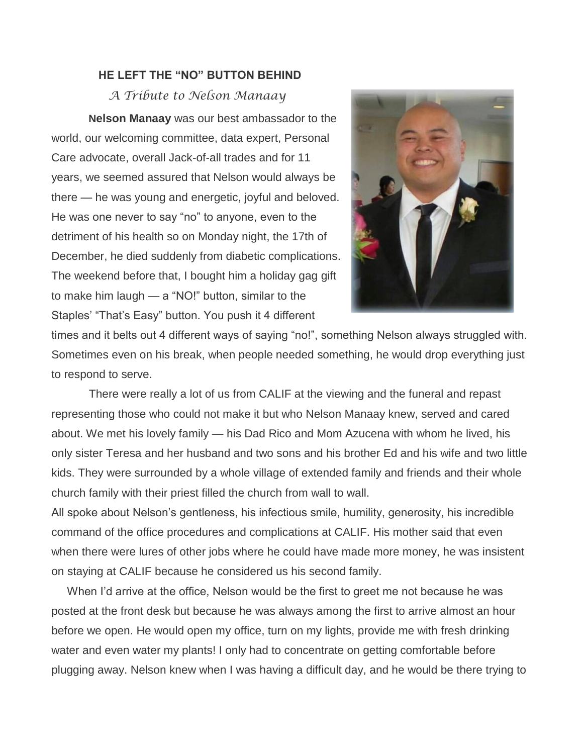## HE LEFT THE "NO" BUTTON BEHIND

*A Tribute to Nelson Manaay*

**Nelson Manaay** was our best ambassador to the world, our welcoming committee, data expert, Personal Care advocate, overall Jack-of-all trades and for 11 years, we seemed assured that Nelson would always be there — he was young and energetic, joyful and beloved. He was one never to say "no" to anyone, even to the detriment of his health so on Monday night, the 17th of December, he died suddenly from diabetic complications. The weekend before that, I bought him a holiday gag gift to make him laugh — a "NO!" button, similar to the Staples' "That's Easy" button. You push it 4 different times and it belts out 4 different ways of saying "no!", something Nelson always struggled with. Sometimes even on his break, when people needed something, he would drop everything just to respond to serve.

There were really a lot of us from CALIF at the viewing and the funeral and repast representing those who could not make it but who Nelson Manaay knew, served and cared about. We met his lovely family — his Dad Rico and Mom Azucena with whom he lived, his only sister Teresa and her husband and two sons and his brother Ed and his wife and two little kids. They were surrounded by a whole village of extended family and friends and their whole church family with their priest filled the church from wall to wall.

All spoke about Nelson's gentleness, his infectious smile, humility, generosity, his incredible command of the office procedures and complications at CALIF. His mother said that even when there were lures of other jobs where he could have made more money, he was insistent on staying at CALIF because he considered us his second family.

When I'd arrive at the office, Nelson would be the first to greet me not because he was posted at the front desk but because he was always among the first to arrive almost an hour before we open. He would open my office, turn on my lights, provide me with fresh drinking water and even water my plants! I only had to concentrate on getting comfortable before plugging away. Nelson knew when I was having a difficult day, and he would be there trying to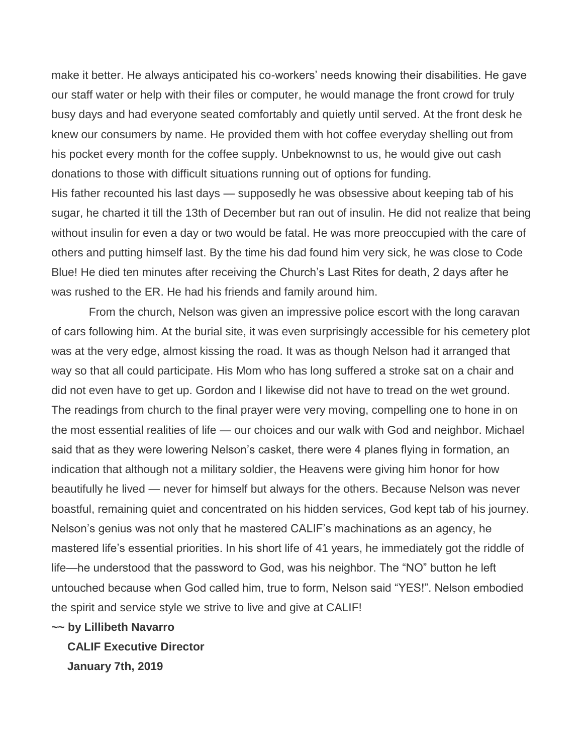make it better. He always anticipated his co-workers' needs knowing their disabilities. He gave our staff water or help with their files or computer, he would manage the front crowd for truly busy days and had everyone seated comfortably and quietly until served. At the front desk he knew our consumers by name. He provided them with hot coffee everyday shelling out from his pocket every month for the coffee supply. Unbeknownst to us, he would give out cash donations to those with difficult situations running out of options for funding.

His father recounted his last days — supposedly he was obsessive about keeping tab of his sugar, he charted it till the 13th of December but ran out of insulin. He did not realize that being without insulin for even a day or two would be fatal. He was more preoccupied with the care of others and putting himself last. By the time his dad found him very sick, he was close to Code Blue! He died ten minutes after receiving the Church's Last Rites for death, 2 days after he was rushed to the ER. He had his friends and family around him.

From the church, Nelson was given an impressive police escort with the long caravan of cars following him. At the burial site, it was even surprisingly accessible for his cemetery plot was at the very edge, almost kissing the road. It was as though Nelson had it arranged that way so that all could participate. His Mom who has long suffered a stroke sat on a chair and did not even have to get up. Gordon and I likewise did not have to tread on the wet ground. The readings from church to the final prayer were very moving, compelling one to hone in on the most essential realities of life — our choices and our walk with God and neighbor. Michael said that as they were lowering Nelson's casket, there were 4 planes flying in formation, an indication that although not a military soldier, the Heavens were giving him honor for how beautifully he lived — never for himself but always for the others. Because Nelson was never boastful, remaining quiet and concentrated on his hidden services, God kept tab of his journey. Nelson's genius was not only that he mastered CALIF's machinations as an agency, he mastered life's essential priorities. In his short life of 41 years, he immediately got the riddle of life—he understood that the password to God, was his neighbor. The "NO" button he left untouched because when God called him, true to form, Nelson said "YES!". Nelson embodied the spirit and service style we strive to live and give at CALIF!

**~~ by Lillibeth Navarro**
**CALIF Executive Director**
**January 7th, 2019**